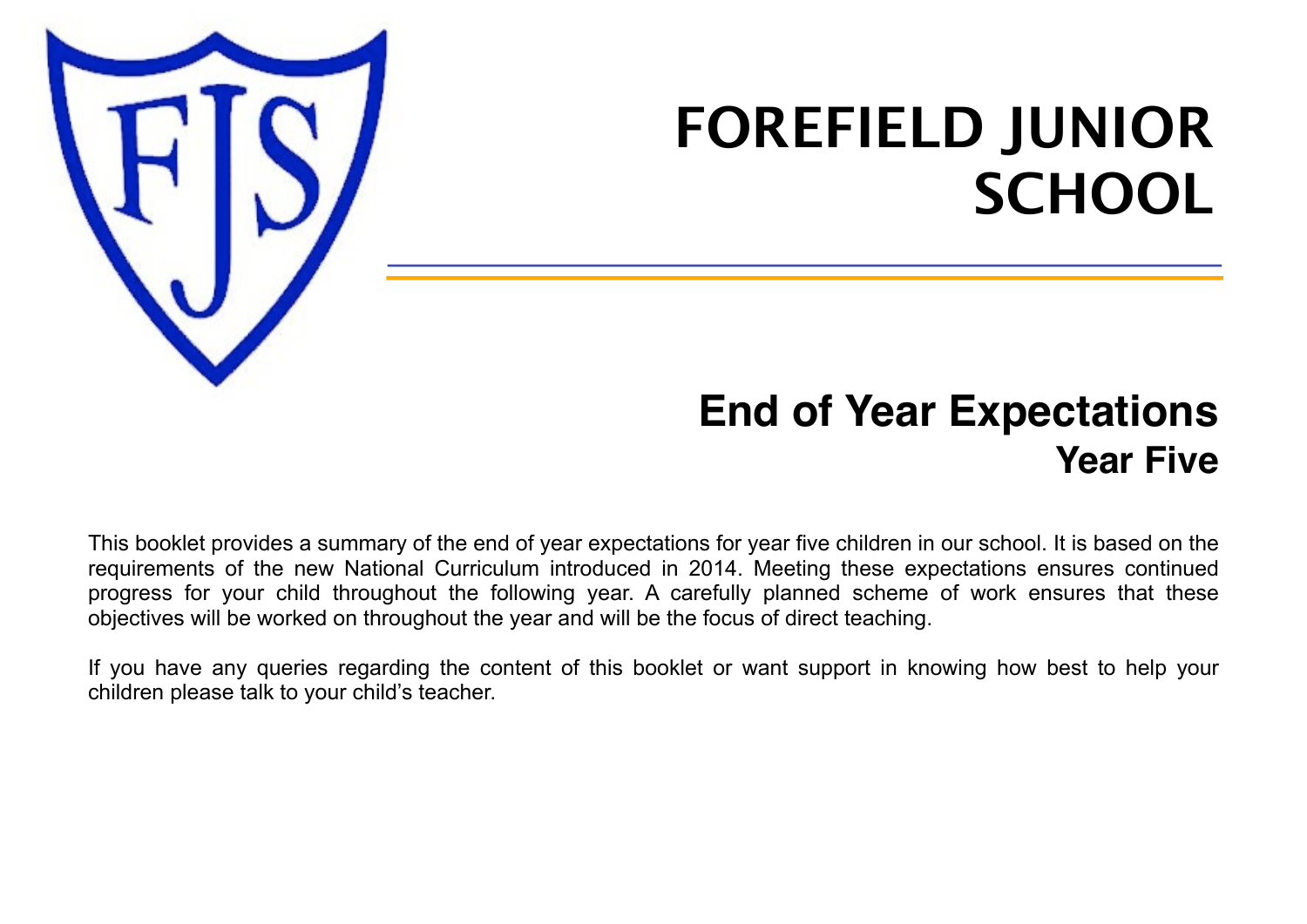# FOREFIELD JUNIOR SCHOOL

## End of Year Expectations

### Year Five

This booklet provides a summary of the end of year expectations for year five children in our school. It is based on the requirements of the new National Curriculum introduced in 2014. Meeting these expectations ensures continued progress for your child throughout the following year. A carefully planned scheme of work ensures that these objectives will be worked on throughout the year and will be the focus of direct teaching.

If you have any queries regarding the content of this booklet or want support in knowing how best to help your children please talk to your child's teacher.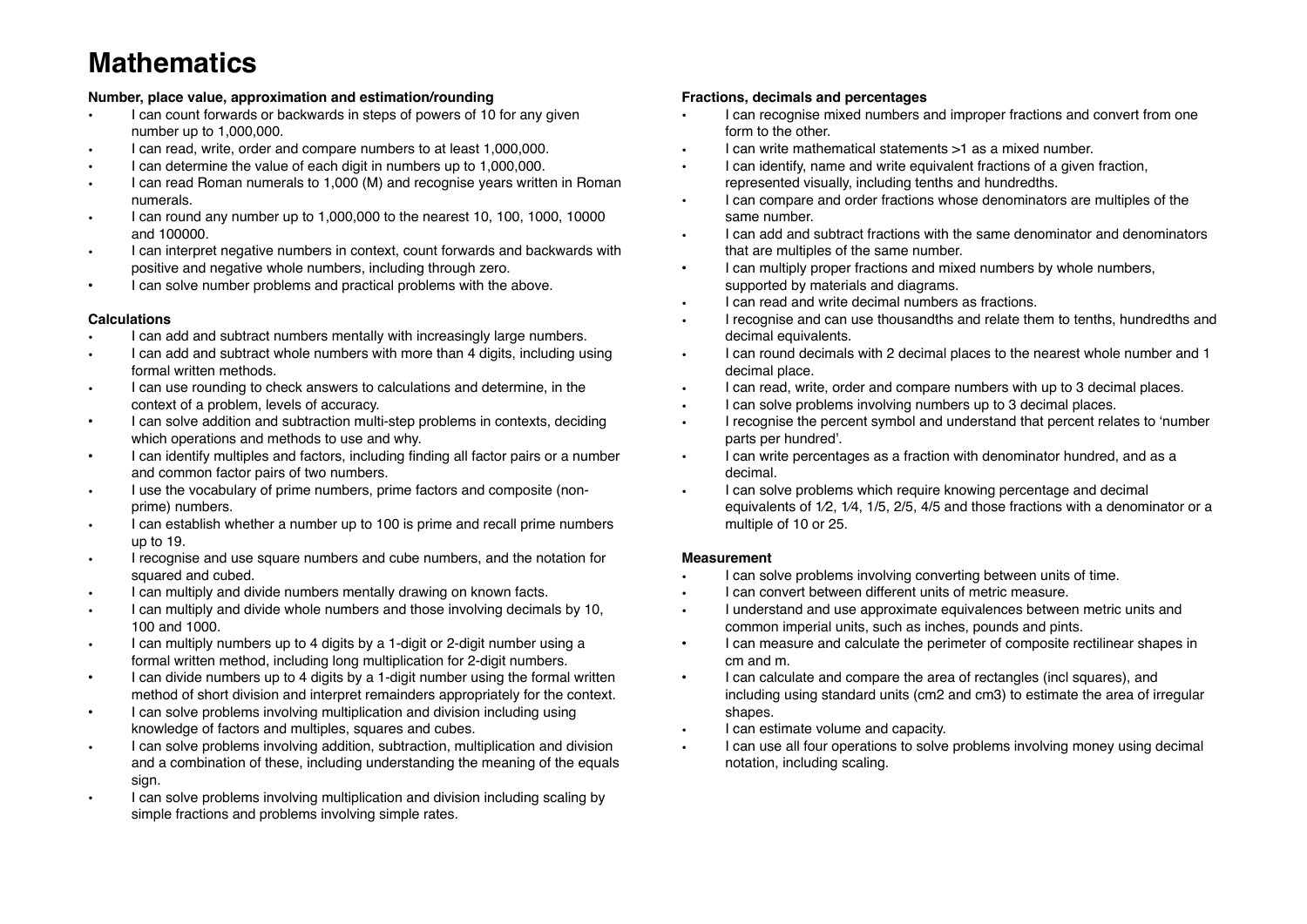# Mathematics

**Number, place value, approximation and estimation/rounding**

- I can count forwards or backwards in steps of powers of 10 for any given number up to 1,000,000.
- I can read, write, order and compare numbers to at least 1,000,000.
- I can determine the value of each digit in numbers up to 1,000,000.
- I can read Roman numerals to 1,000 (M) and recognise years written in Roman numerals.
- I can round any number up to 1,000,000 to the nearest 10, 100, 1000, 10000 and 100000.
- I can interpret negative numbers in context, count forwards and backwards with positive and negative whole numbers, including through zero.
- I can solve number problems and practical problems with the above.

**Calculations**

- I can add and subtract numbers mentally with increasingly large numbers.
- I can add and subtract whole numbers with more than 4 digits, including using formal written methods.
- I can use rounding to check answers to calculations and determine, in the context of a problem, levels of accuracy.
- I can solve addition and subtraction multi-step problems in contexts, deciding which operations and methods to use and why.
- I can identify multiples and factors, including finding all factor pairs or a number and common factor pairs of two numbers.
- I use the vocabulary of prime numbers, prime factors and composite (non-prime) numbers.
- I can establish whether a number up to 100 is prime and recall prime numbers up to 19.
- I recognise and use square numbers and cube numbers, and the notation for squared and cubed.
- I can multiply and divide numbers mentally drawing on known facts.
- I can multiply and divide whole numbers and those involving decimals by 10, 100 and 1000.
- I can multiply numbers up to 4 digits by a 1-digit or 2-digit number using a formal written method, including long multiplication for 2-digit numbers.
- I can divide numbers up to 4 digits by a 1-digit number using the formal written method of short division and interpret remainders appropriately for the context.
- I can solve problems involving multiplication and division including using knowledge of factors and multiples, squares and cubes.
- I can solve problems involving addition, subtraction, multiplication and division and a combination of these, including understanding the meaning of the equals sign.
- I can solve problems involving multiplication and division including scaling by simple fractions and problems involving simple rates.

**Fractions, decimals and percentages**

- I can recognise mixed numbers and improper fractions and convert from one form to the other.
- I can write mathematical statements >1 as a mixed number.
- I can identify, name and write equivalent fractions of a given fraction, represented visually, including tenths and hundredths.
- I can compare and order fractions whose denominators are multiples of the same number.
- I can add and subtract fractions with the same denominator and denominators that are multiples of the same number.
- I can multiply proper fractions and mixed numbers by whole numbers, supported by materials and diagrams.
- I can read and write decimal numbers as fractions.
- I recognise and can use thousandths and relate them to tenths, hundredths and decimal equivalents.
- I can round decimals with 2 decimal places to the nearest whole number and 1 decimal place.
- I can read, write, order and compare numbers with up to 3 decimal places.
- I can solve problems involving numbers up to 3 decimal places.
- I recognise the percent symbol and understand that percent relates to 'number parts per hundred'.
- I can write percentages as a fraction with denominator hundred, and as a decimal.
- I can solve problems which require knowing percentage and decimal equivalents of 1⁄2, 1⁄4, 1/5, 2/5, 4/5 and those fractions with a denominator or a multiple of 10 or 25.

**Measurement**

- I can solve problems involving converting between units of time.
- I can convert between different units of metric measure.
- I understand and use approximate equivalences between metric units and common imperial units, such as inches, pounds and pints.
- I can measure and calculate the perimeter of composite rectilinear shapes in cm and m.
- I can calculate and compare the area of rectangles (incl squares), and including using standard units (cm2 and cm3) to estimate the area of irregular shapes.
- I can estimate volume and capacity.
- I can use all four operations to solve problems involving money using decimal notation, including scaling.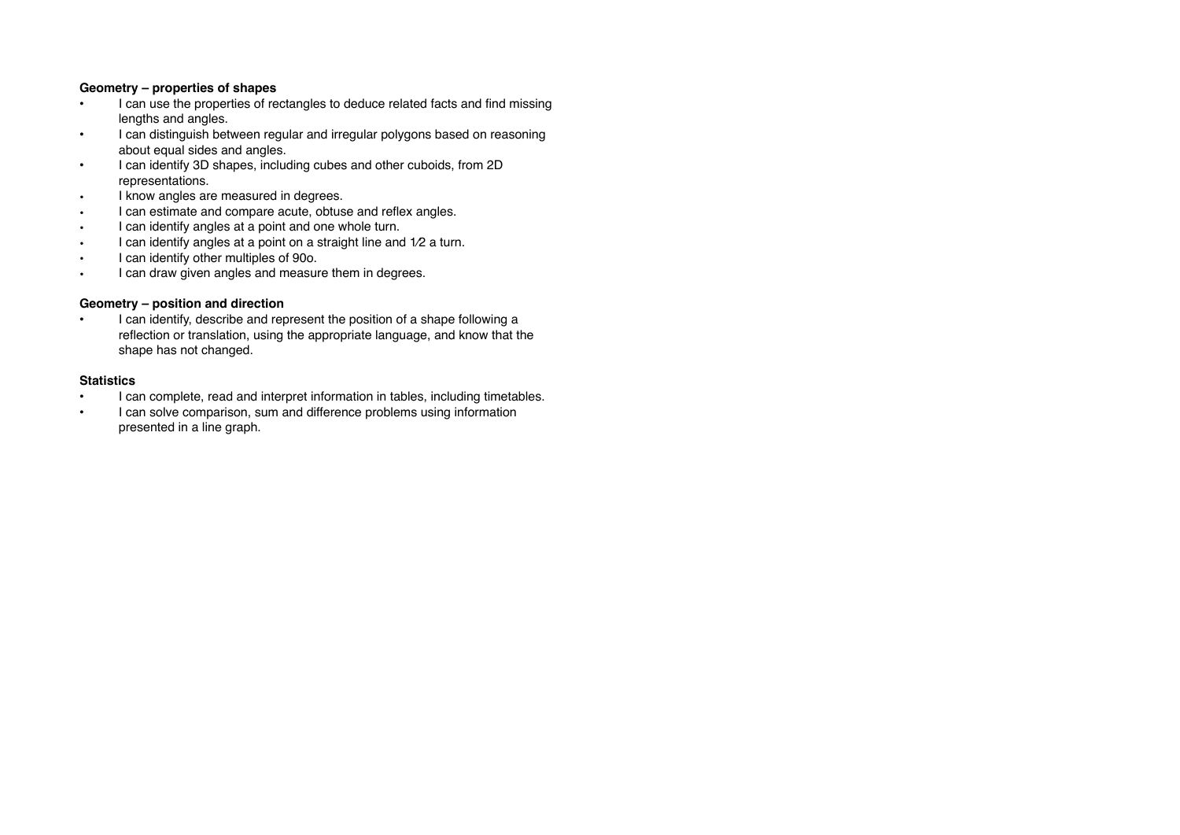**Geometry – properties of shapes**

- I can use the properties of rectangles to deduce related facts and find missing lengths and angles.
- I can distinguish between regular and irregular polygons based on reasoning about equal sides and angles.
- I can identify 3D shapes, including cubes and other cuboids, from 2D representations.
- I know angles are measured in degrees.
- I can estimate and compare acute, obtuse and reflex angles.
- I can identify angles at a point and one whole turn.
- I can identify angles at a point on a straight line and 1⁄2 a turn.
- I can identify other multiples of 90o.
- I can draw given angles and measure them in degrees.

**Geometry – position and direction**

- I can identify, describe and represent the position of a shape following a reflection or translation, using the appropriate language, and know that the shape has not changed.

**Statistics**

- I can complete, read and interpret information in tables, including timetables.
- I can solve comparison, sum and difference problems using information presented in a line graph.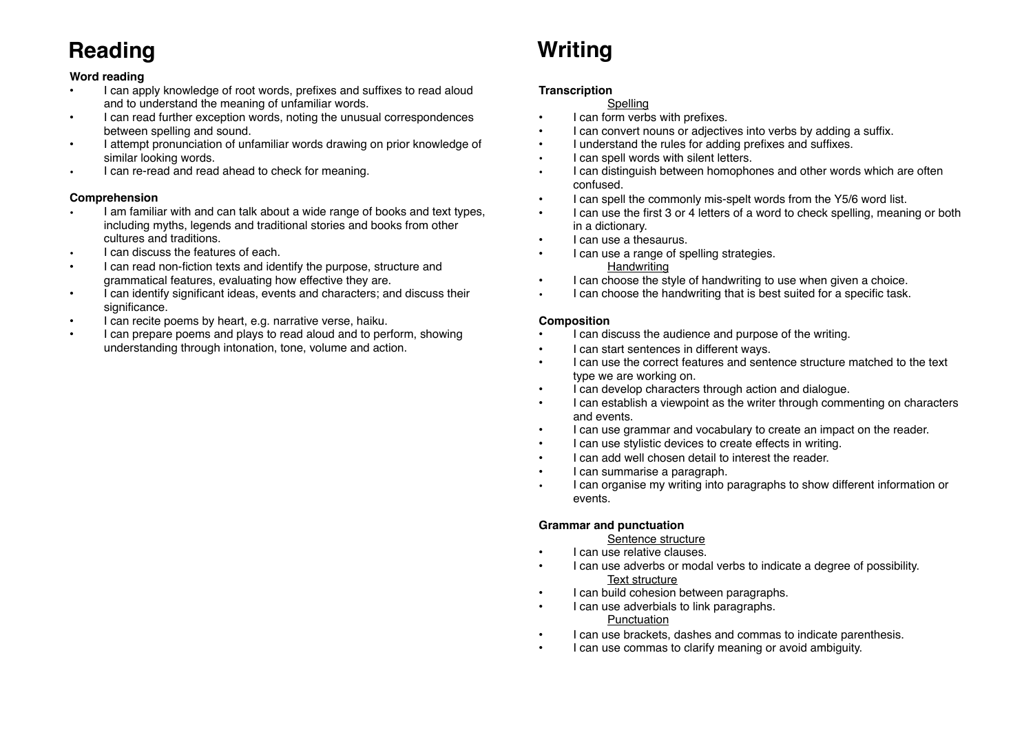# Reading

**Word reading**

- I can apply knowledge of root words, prefixes and suffixes to read aloud and to understand the meaning of unfamiliar words.
- I can read further exception words, noting the unusual correspondences between spelling and sound.
- I attempt pronunciation of unfamiliar words drawing on prior knowledge of similar looking words.
- I can re-read and read ahead to check for meaning.

**Comprehension**

- I am familiar with and can talk about a wide range of books and text types, including myths, legends and traditional stories and books from other cultures and traditions.
- I can discuss the features of each.
- I can read non-fiction texts and identify the purpose, structure and grammatical features, evaluating how effective they are.
- I can identify significant ideas, events and characters; and discuss their significance.
- I can recite poems by heart, e.g. narrative verse, haiku.
- I can prepare poems and plays to read aloud and to perform, showing understanding through intonation, tone, volume and action.

# Writing

**Transcription**

Spelling

- I can form verbs with prefixes.
- I can convert nouns or adjectives into verbs by adding a suffix.
- I understand the rules for adding prefixes and suffixes.
- I can spell words with silent letters.
- I can distinguish between homophones and other words which are often confused.
- I can spell the commonly mis-spelt words from the Y5/6 word list.
- I can use the first 3 or 4 letters of a word to check spelling, meaning or both in a dictionary.
- I can use a thesaurus.
- I can use a range of spelling strategies.

Handwriting

- I can choose the style of handwriting to use when given a choice.
- I can choose the handwriting that is best suited for a specific task.

**Composition**

- I can discuss the audience and purpose of the writing.
- I can start sentences in different ways.
- I can use the correct features and sentence structure matched to the text type we are working on.
- I can develop characters through action and dialogue.
- I can establish a viewpoint as the writer through commenting on characters and events.
- I can use grammar and vocabulary to create an impact on the reader.
- I can use stylistic devices to create effects in writing.
- I can add well chosen detail to interest the reader.
- I can summarise a paragraph.
- I can organise my writing into paragraphs to show different information or events.

**Grammar and punctuation**

Sentence structure

- I can use relative clauses.
- I can use adverbs or modal verbs to indicate a degree of possibility.

Text structure

- I can build cohesion between paragraphs.
- I can use adverbials to link paragraphs.

Punctuation

- I can use brackets, dashes and commas to indicate parenthesis.
- I can use commas to clarify meaning or avoid ambiguity.